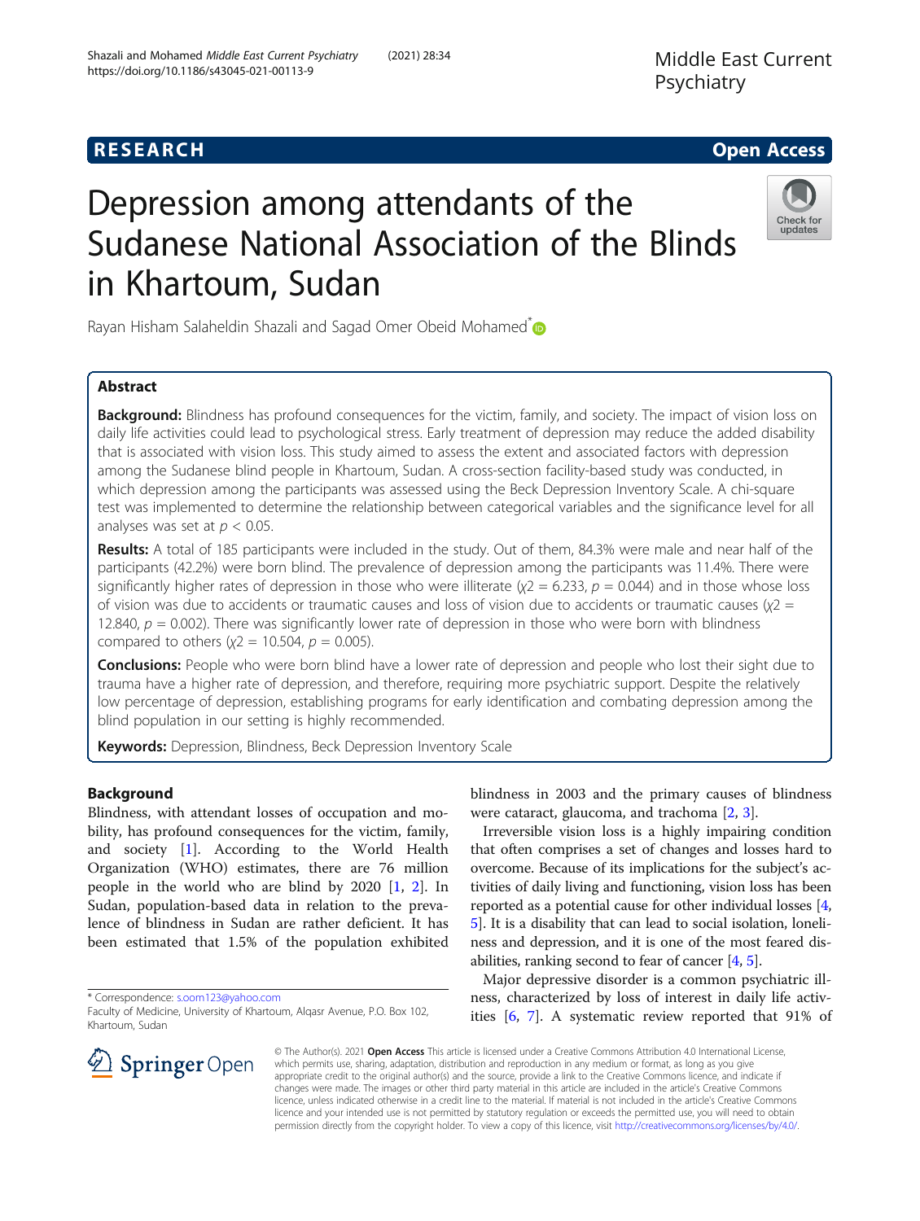# Depression among attendants of the Sudanese National Association of the Blinds in Khartoum, Sudan

Rayan Hisham Salaheldin Shazali and Sagad Omer Obeid Mohamed*

## Abstract

**Background:** Blindness has profound consequences for the victim, family, and society. The impact of vision loss on daily life activities could lead to psychological stress. Early treatment of depression may reduce the added disability that is associated with vision loss. This study aimed to assess the extent and associated factors with depression among the Sudanese blind people in Khartoum, Sudan. A cross-section facility-based study was conducted, in which depression among the participants was assessed using the Beck Depression Inventory Scale. A chi-square test was implemented to determine the relationship between categorical variables and the significance level for all analyses was set at $p < 0.05$.

**Results:** A total of 185 participants were included in the study. Out of them, 84.3% were male and near half of the participants (42.2%) were born blind. The prevalence of depression among the participants was 11.4%. There were significantly higher rates of depression in those who were illiterate ($\chi2 = 6.233$, $p = 0.044$) and in those whose loss of vision was due to accidents or traumatic causes and loss of vision due to accidents or traumatic causes ($\chi2 = 12.840$, $p = 0.002$). There was significantly lower rate of depression in those who were born with blindness compared to others ($\chi2 = 10.504$, $p = 0.005$).

**Conclusions:** People who were born blind have a lower rate of depression and people who lost their sight due to trauma have a higher rate of depression, and therefore, requiring more psychiatric support. Despite the relatively low percentage of depression, establishing programs for early identification and combating depression among the blind population in our setting is highly recommended.

**Keywords:** Depression, Blindness, Beck Depression Inventory Scale

## Background

Blindness, with attendant losses of occupation and mobility, has profound consequences for the victim, family, and society [1]. According to the World Health Organization (WHO) estimates, there are 76 million people in the world who are blind by 2020 [1, 2]. In Sudan, population-based data in relation to the prevalence of blindness in Sudan are rather deficient. It has been estimated that 1.5% of the population exhibited blindness in 2003 and the primary causes of blindness were cataract, glaucoma, and trachoma [2, 3].

Irreversible vision loss is a highly impairing condition that often comprises a set of changes and losses hard to overcome. Because of its implications for the subject's activities of daily living and functioning, vision loss has been reported as a potential cause for other individual losses [4, 5]. It is a disability that can lead to social isolation, loneliness and depression, and it is one of the most feared disabilities, ranking second to fear of cancer [4, 5].

Major depressive disorder is a common psychiatric illness, characterized by loss of interest in daily life activities [6, 7]. A systematic review reported that 91% of

* Correspondence: s.oom123@yahoo.com
Faculty of Medicine, University of Khartoum, Alqasr Avenue, P.O. Box 102, Khartoum, Sudan

© The Author(s). 2021 **Open Access** This article is licensed under a Creative Commons Attribution 4.0 International License, which permits use, sharing, adaptation, distribution and reproduction in any medium or format, as long as you give appropriate credit to the original author(s) and the source, provide a link to the Creative Commons licence, and indicate if changes were made. The images or other third party material in this article are included in the article's Creative Commons licence, unless indicated otherwise in a credit line to the material. If material is not included in the article's Creative Commons licence and your intended use is not permitted by statutory regulation or exceeds the permitted use, you will need to obtain permission directly from the copyright holder. To view a copy of this licence, visit http://creativecommons.org/licenses/by/4.0/.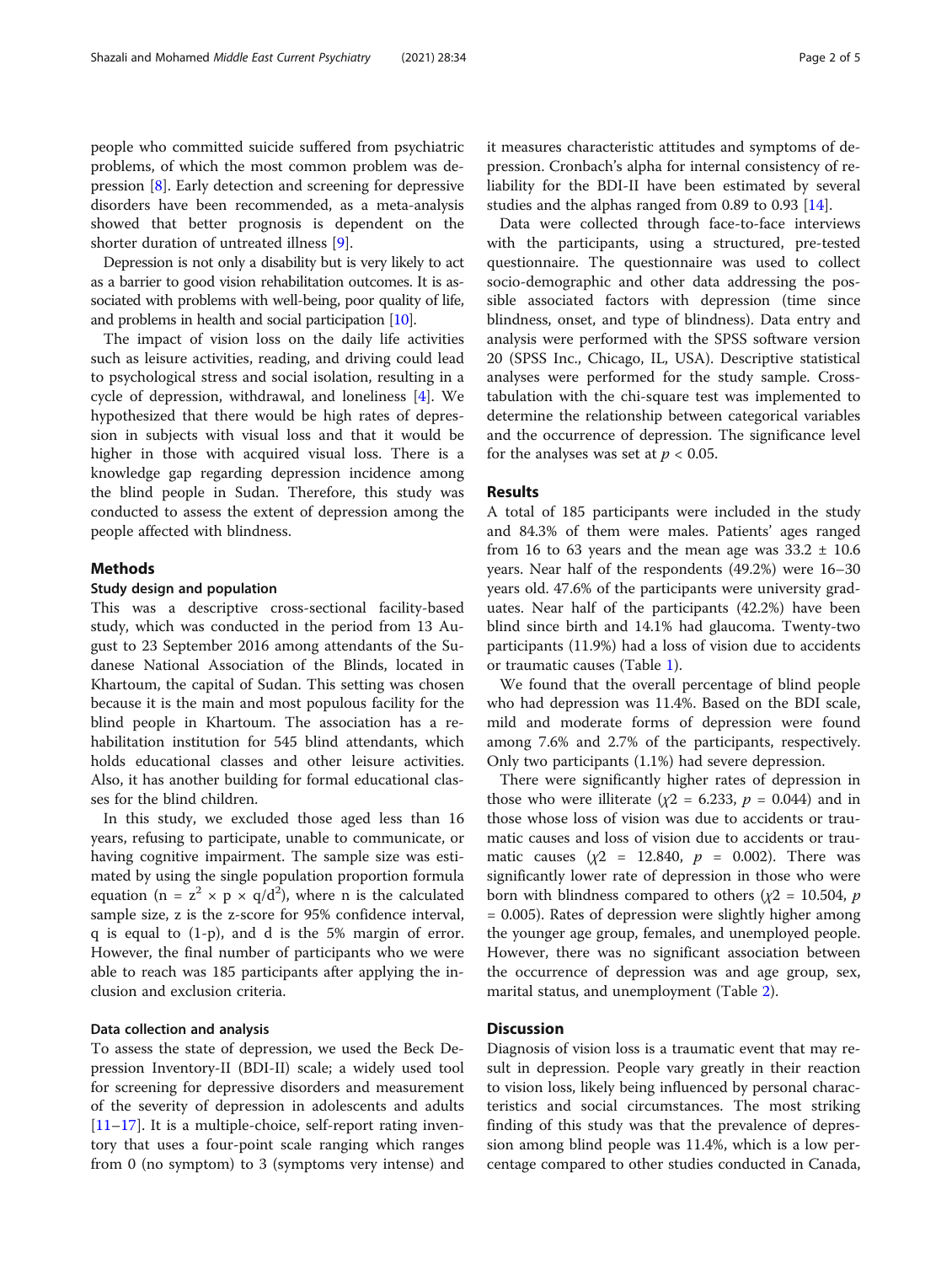people who committed suicide suffered from psychiatric problems, of which the most common problem was depression [8]. Early detection and screening for depressive disorders have been recommended, as a meta-analysis showed that better prognosis is dependent on the shorter duration of untreated illness [9].

Depression is not only a disability but is very likely to act as a barrier to good vision rehabilitation outcomes. It is associated with problems with well-being, poor quality of life, and problems in health and social participation [10].

The impact of vision loss on the daily life activities such as leisure activities, reading, and driving could lead to psychological stress and social isolation, resulting in a cycle of depression, withdrawal, and loneliness [4]. We hypothesized that there would be high rates of depression in subjects with visual loss and that it would be higher in those with acquired visual loss. There is a knowledge gap regarding depression incidence among the blind people in Sudan. Therefore, this study was conducted to assess the extent of depression among the people affected with blindness.

## Methods

### Study design and population

This was a descriptive cross-sectional facility-based study, which was conducted in the period from 13 August to 23 September 2016 among attendants of the Sudanese National Association of the Blinds, located in Khartoum, the capital of Sudan. This setting was chosen because it is the main and most populous facility for the blind people in Khartoum. The association has a rehabilitation institution for 545 blind attendants, which holds educational classes and other leisure activities. Also, it has another building for formal educational classes for the blind children.

In this study, we excluded those aged less than 16 years, refusing to participate, unable to communicate, or having cognitive impairment. The sample size was estimated by using the single population proportion formula equation ($n = z^2 \times p \times q/d^2$), where n is the calculated sample size, z is the z-score for 95% confidence interval, q is equal to (1-p), and d is the 5% margin of error. However, the final number of participants who we were able to reach was 185 participants after applying the inclusion and exclusion criteria.

### Data collection and analysis

To assess the state of depression, we used the Beck Depression Inventory-II (BDI-II) scale; a widely used tool for screening for depressive disorders and measurement of the severity of depression in adolescents and adults [11–17]. It is a multiple-choice, self-report rating inventory that uses a four-point scale ranging which ranges from 0 (no symptom) to 3 (symptoms very intense) and it measures characteristic attitudes and symptoms of depression. Cronbach's alpha for internal consistency of reliability for the BDI-II have been estimated by several studies and the alphas ranged from 0.89 to 0.93 [14].

Data were collected through face-to-face interviews with the participants, using a structured, pre-tested questionnaire. The questionnaire was used to collect socio-demographic and other data addressing the possible associated factors with depression (time since blindness, onset, and type of blindness). Data entry and analysis were performed with the SPSS software version 20 (SPSS Inc., Chicago, IL, USA). Descriptive statistical analyses were performed for the study sample. Cross-tabulation with the chi-square test was implemented to determine the relationship between categorical variables and the occurrence of depression. The significance level for the analyses was set at $p < 0.05$.

## Results

A total of 185 participants were included in the study and 84.3% of them were males. Patients' ages ranged from 16 to 63 years and the mean age was 33.2 ± 10.6 years. Near half of the respondents (49.2%) were 16–30 years old. 47.6% of the participants were university graduates. Near half of the participants (42.2%) have been blind since birth and 14.1% had glaucoma. Twenty-two participants (11.9%) had a loss of vision due to accidents or traumatic causes (Table 1).

We found that the overall percentage of blind people who had depression was 11.4%. Based on the BDI scale, mild and moderate forms of depression were found among 7.6% and 2.7% of the participants, respectively. Only two participants (1.1%) had severe depression.

There were significantly higher rates of depression in those who were illiterate ($\chi2 = 6.233$, $p = 0.044$) and in those whose loss of vision was due to accidents or traumatic causes and loss of vision due to accidents or traumatic causes ($\chi2 = 12.840$, $p = 0.002$). There was significantly lower rate of depression in those who were born with blindness compared to others ($\chi2 = 10.504$, $p = 0.005$). Rates of depression were slightly higher among the younger age group, females, and unemployed people. However, there was no significant association between the occurrence of depression was and age group, sex, marital status, and unemployment (Table 2).

## Discussion

Diagnosis of vision loss is a traumatic event that may result in depression. People vary greatly in their reaction to vision loss, likely being influenced by personal characteristics and social circumstances. The most striking finding of this study was that the prevalence of depression among blind people was 11.4%, which is a low percentage compared to other studies conducted in Canada,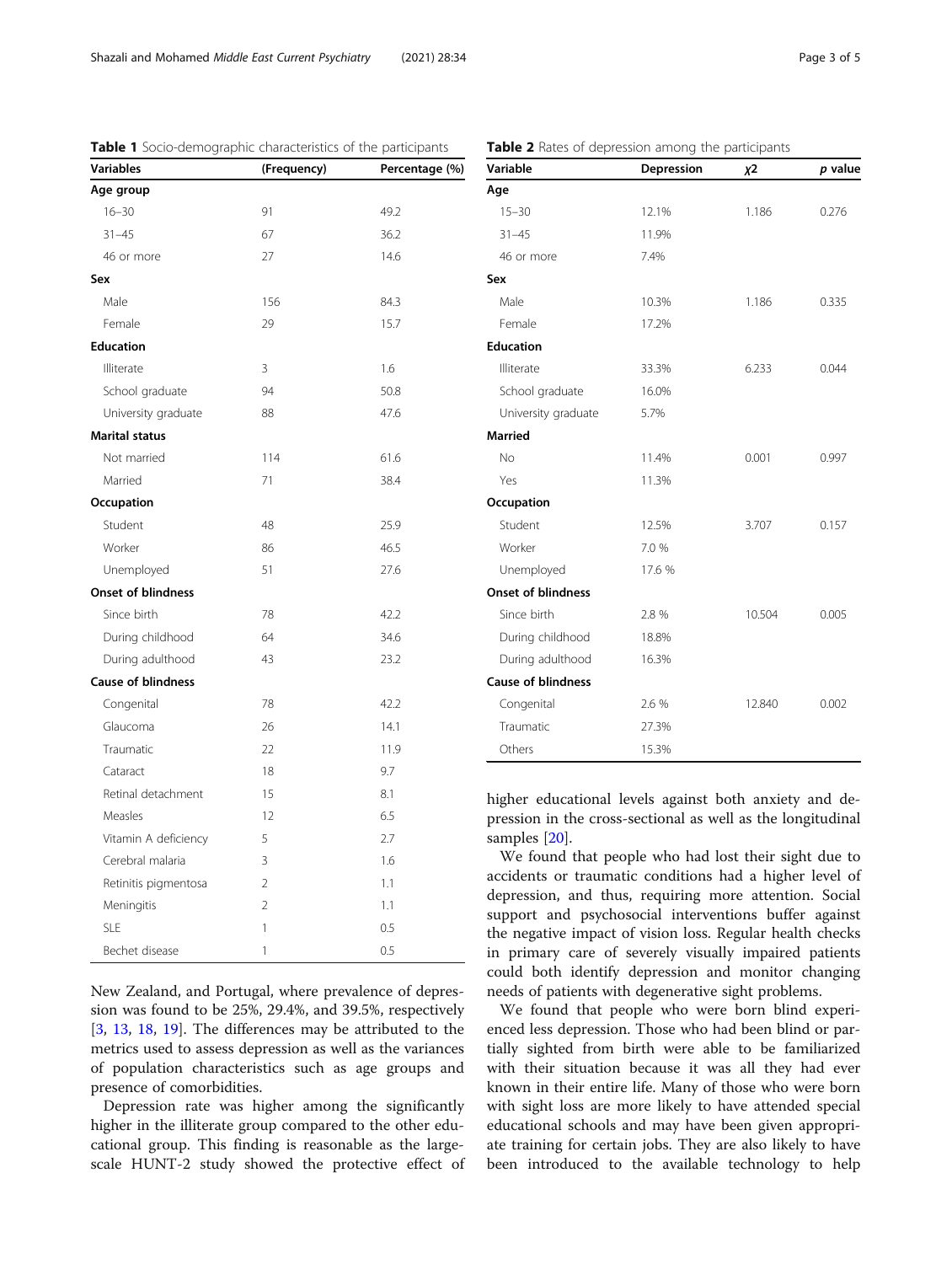**Table 1** Socio-demographic characteristics of the participants

| Variables | (Frequency) | Percentage (%) |
|---|---|---|
| **Age group** | | |
| 16–30 | 91 | 49.2 |
| 31–45 | 67 | 36.2 |
| 46 or more | 27 | 14.6 |
| **Sex** | | |
| Male | 156 | 84.3 |
| Female | 29 | 15.7 |
| **Education** | | |
| Illiterate | 3 | 1.6 |
| School graduate | 94 | 50.8 |
| University graduate | 88 | 47.6 |
| **Marital status** | | |
| Not married | 114 | 61.6 |
| Married | 71 | 38.4 |
| **Occupation** | | |
| Student | 48 | 25.9 |
| Worker | 86 | 46.5 |
| Unemployed | 51 | 27.6 |
| **Onset of blindness** | | |
| Since birth | 78 | 42.2 |
| During childhood | 64 | 34.6 |
| During adulthood | 43 | 23.2 |
| **Cause of blindness** | | |
| Congenital | 78 | 42.2 |
| Glaucoma | 26 | 14.1 |
| Traumatic | 22 | 11.9 |
| Cataract | 18 | 9.7 |
| Retinal detachment | 15 | 8.1 |
| Measles | 12 | 6.5 |
| Vitamin A deficiency | 5 | 2.7 |
| Cerebral malaria | 3 | 1.6 |
| Retinitis pigmentosa | 2 | 1.1 |
| Meningitis | 2 | 1.1 |
| SLE | 1 | 0.5 |
| Bechet disease | 1 | 0.5 |

**Table 2** Rates of depression among the participants

| Variable | Depression | $\chi 2$ | *p* value |
|---|---|---|---|
| **Age** | | | |
| 15–30 | 12.1% | 1.186 | 0.276 |
| 31–45 | 11.9% | | |
| 46 or more | 7.4% | | |
| **Sex** | | | |
| Male | 10.3% | 1.186 | 0.335 |
| Female | 17.2% | | |
| **Education** | | | |
| Illiterate | 33.3% | 6.233 | 0.044 |
| School graduate | 16.0% | | |
| University graduate | 5.7% | | |
| **Married** | | | |
| No | 11.4% | 0.001 | 0.997 |
| Yes | 11.3% | | |
| **Occupation** | | | |
| Student | 12.5% | 3.707 | 0.157 |
| Worker | 7.0 % | | |
| Unemployed | 17.6 % | | |
| **Onset of blindness** | | | |
| Since birth | 2.8 % | 10.504 | 0.005 |
| During childhood | 18.8% | | |
| During adulthood | 16.3% | | |
| **Cause of blindness** | | | |
| Congenital | 2.6 % | 12.840 | 0.002 |
| Traumatic | 27.3% | | |
| Others | 15.3% | | |

New Zealand, and Portugal, where prevalence of depression was found to be 25%, 29.4%, and 39.5%, respectively [3, 13, 18, 19]. The differences may be attributed to the metrics used to assess depression as well as the variances of population characteristics such as age groups and presence of comorbidities.

Depression rate was higher among the significantly higher in the illiterate group compared to the other educational group. This finding is reasonable as the large-scale HUNT-2 study showed the protective effect of higher educational levels against both anxiety and depression in the cross-sectional as well as the longitudinal samples [20].

We found that people who had lost their sight due to accidents or traumatic conditions had a higher level of depression, and thus, requiring more attention. Social support and psychosocial interventions buffer against the negative impact of vision loss. Regular health checks in primary care of severely visually impaired patients could both identify depression and monitor changing needs of patients with degenerative sight problems.

We found that people who were born blind experienced less depression. Those who had been blind or partially sighted from birth were able to be familiarized with their situation because it was all they had ever known in their entire life. Many of those who were born with sight loss are more likely to have attended special educational schools and may have been given appropriate training for certain jobs. They are also likely to have been introduced to the available technology to help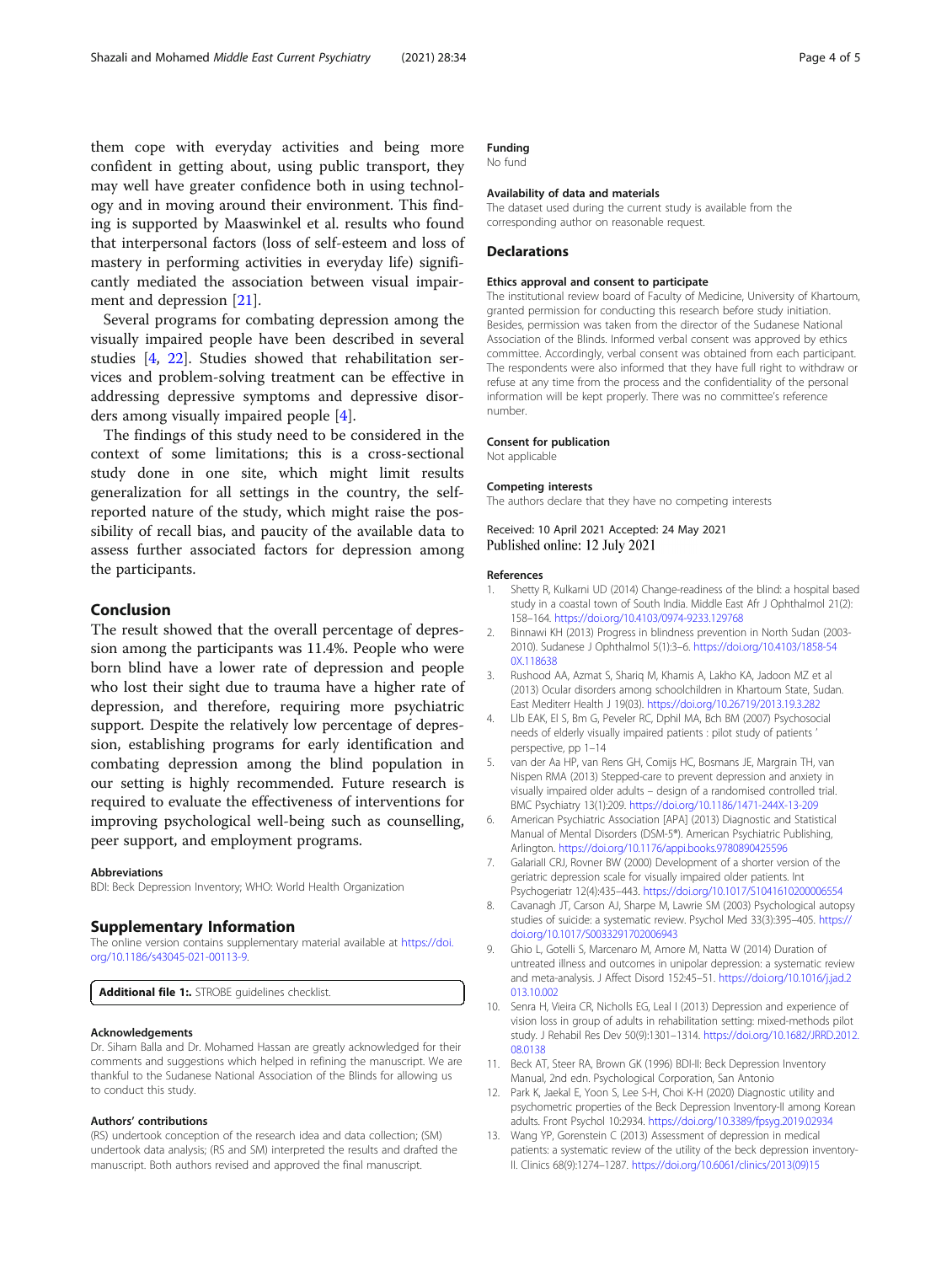them cope with everyday activities and being more confident in getting about, using public transport, they may well have greater confidence both in using technology and in moving around their environment. This finding is supported by Maaswinkel et al. results who found that interpersonal factors (loss of self-esteem and loss of mastery in performing activities in everyday life) significantly mediated the association between visual impairment and depression [21].

Several programs for combating depression among the visually impaired people have been described in several studies [4, 22]. Studies showed that rehabilitation services and problem-solving treatment can be effective in addressing depressive symptoms and depressive disorders among visually impaired people [4].

The findings of this study need to be considered in the context of some limitations; this is a cross-sectional study done in one site, which might limit results generalization for all settings in the country, the self-reported nature of the study, which might raise the possibility of recall bias, and paucity of the available data to assess further associated factors for depression among the participants.

## Conclusion

The result showed that the overall percentage of depression among the participants was 11.4%. People who were born blind have a lower rate of depression and people who lost their sight due to trauma have a higher rate of depression, and therefore, requiring more psychiatric support. Despite the relatively low percentage of depression, establishing programs for early identification and combating depression among the blind population in our setting is highly recommended. Future research is required to evaluate the effectiveness of interventions for improving psychological well-being such as counselling, peer support, and employment programs.

#### Abbreviations

BDI: Beck Depression Inventory; WHO: World Health Organization

## Supplementary Information

The online version contains supplementary material available at https://doi.org/10.1186/s43045-021-00113-9.

**Additional file 1:.** STROBE guidelines checklist.

#### Acknowledgements

Dr. Siham Balla and Dr. Mohamed Hassan are greatly acknowledged for their comments and suggestions which helped in refining the manuscript. We are thankful to the Sudanese National Association of the Blinds for allowing us to conduct this study.

#### Authors' contributions

(RS) undertook conception of the research idea and data collection; (SM) undertook data analysis; (RS and SM) interpreted the results and drafted the manuscript. Both authors revised and approved the final manuscript.

#### Funding

No fund

#### Availability of data and materials

The dataset used during the current study is available from the corresponding author on reasonable request.

## Declarations

#### Ethics approval and consent to participate

The institutional review board of Faculty of Medicine, University of Khartoum, granted permission for conducting this research before study initiation. Besides, permission was taken from the director of the Sudanese National Association of the Blinds. Informed verbal consent was approved by ethics committee. Accordingly, verbal consent was obtained from each participant. The respondents were also informed that they have full right to withdraw or refuse at any time from the process and the confidentiality of the personal information will be kept properly. There was no committee's reference number.

#### Consent for publication

Not applicable

#### Competing interests

The authors declare that they have no competing interests

Received: 10 April 2021 Accepted: 24 May 2021
Published online: 12 July 2021

#### References

1. Shetty R, Kulkarni UD (2014) Change-readiness of the blind: a hospital based study in a coastal town of South India. Middle East Afr J Ophthalmol 21(2): 158–164. https://doi.org/10.4103/0974-9233.129768
2. Binnawi KH (2013) Progress in blindness prevention in North Sudan (2003-2010). Sudanese J Ophthalmol 5(1):3–6. https://doi.org/10.4103/1858-540X.118638
3. Rushood AA, Azmat S, Shariq M, Khamis A, Lakho KA, Jadoon MZ et al (2013) Ocular disorders among schoolchildren in Khartoum State, Sudan. East Mediterr Health J 19(03). https://doi.org/10.26719/2013.19.3.282
4. Llb EAK, El S, Bm G, Peveler RC, Dphil MA, Bch BM (2007) Psychosocial needs of elderly visually impaired patients : pilot study of patients ' perspective, pp 1–14
5. van der Aa HP, van Rens GH, Comijs HC, Bosmans JE, Margrain TH, van Nispen RMA (2013) Stepped-care to prevent depression and anxiety in visually impaired older adults – design of a randomised controlled trial. BMC Psychiatry 13(1):209. https://doi.org/10.1186/1471-244X-13-209
6. American Psychiatric Association [APA] (2013) Diagnostic and Statistical Manual of Mental Disorders (DSM-5®). American Psychiatric Publishing, Arlington. https://doi.org/10.1176/appi.books.9780890425596
7. Galariall CRJ, Rovner BW (2000) Development of a shorter version of the geriatric depression scale for visually impaired older patients. Int Psychogeriatr 12(4):435–443. https://doi.org/10.1017/S1041610200006554
8. Cavanagh JT, Carson AJ, Sharpe M, Lawrie SM (2003) Psychological autopsy studies of suicide: a systematic review. Psychol Med 33(3):395–405. https://doi.org/10.1017/S0033291702006943
9. Ghio L, Gotelli S, Marcenaro M, Amore M, Natta W (2014) Duration of untreated illness and outcomes in unipolar depression: a systematic review and meta-analysis. J Affect Disord 152:45–51. https://doi.org/10.1016/j.jad.2013.10.002
10. Senra H, Vieira CR, Nicholls EG, Leal I (2013) Depression and experience of vision loss in group of adults in rehabilitation setting: mixed-methods pilot study. J Rehabil Res Dev 50(9):1301–1314. https://doi.org/10.1682/JRRD.2012.08.0138
11. Beck AT, Steer RA, Brown GK (1996) BDI-II: Beck Depression Inventory Manual, 2nd edn. Psychological Corporation, San Antonio
12. Park K, Jaekal E, Yoon S, Lee S-H, Choi K-H (2020) Diagnostic utility and psychometric properties of the Beck Depression Inventory-II among Korean adults. Front Psychol 10:2934. https://doi.org/10.3389/fpsyg.2019.02934
13. Wang YP, Gorenstein C (2013) Assessment of depression in medical patients: a systematic review of the utility of the beck depression inventory-II. Clinics 68(9):1274–1287. https://doi.org/10.6061/clinics/2013(09)15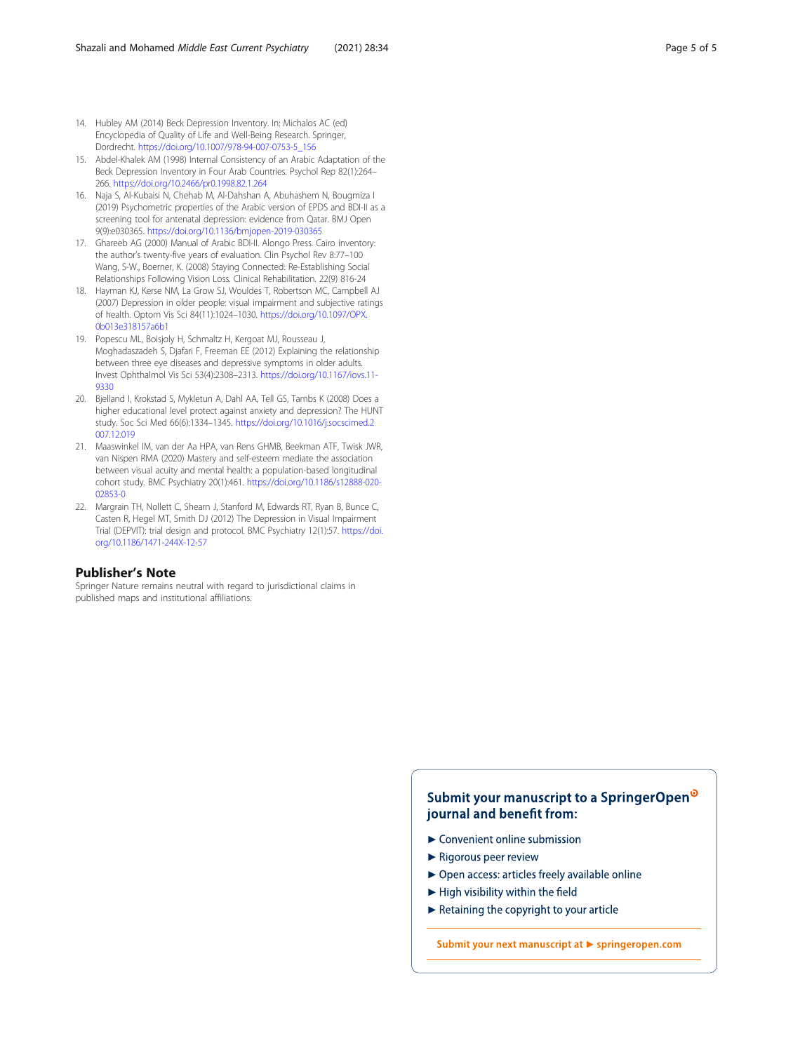14. Hubley AM (2014) Beck Depression Inventory. In: Michalos AC (ed) Encyclopedia of Quality of Life and Well-Being Research. Springer, Dordrecht. https://doi.org/10.1007/978-94-007-0753-5_156
15. Abdel-Khalek AM (1998) Internal Consistency of an Arabic Adaptation of the Beck Depression Inventory in Four Arab Countries. Psychol Rep 82(1):264–266. https://doi.org/10.2466/pr0.1998.82.1.264
16. Naja S, Al-Kubaisi N, Chehab M, Al-Dahshan A, Abuhashem N, Bougmiza I (2019) Psychometric properties of the Arabic version of EPDS and BDI-II as a screening tool for antenatal depression: evidence from Qatar. BMJ Open 9(9):e030365. https://doi.org/10.1136/bmjopen-2019-030365
17. Ghareeb AG (2000) Manual of Arabic BDI-II. Alongo Press. Cairo inventory: the author's twenty-five years of evaluation. Clin Psychol Rev 8:77–100 Wang, S-W., Boerner, K. (2008) Staying Connected: Re-Establishing Social Relationships Following Vision Loss. Clinical Rehabilitation. 22(9) 816-24
18. Hayman KJ, Kerse NM, La Grow SJ, Wouldes T, Robertson MC, Campbell AJ (2007) Depression in older people: visual impairment and subjective ratings of health. Optom Vis Sci 84(11):1024–1030. https://doi.org/10.1097/OPX.0b013e318157a6b1
19. Popescu ML, Boisjoly H, Schmaltz H, Kergoat MJ, Rousseau J, Moghadaszadeh S, Djafari F, Freeman EE (2012) Explaining the relationship between three eye diseases and depressive symptoms in older adults. Invest Ophthalmol Vis Sci 53(4):2308–2313. https://doi.org/10.1167/iovs.11-9330
20. Bjelland I, Krokstad S, Mykletun A, Dahl AA, Tell GS, Tambs K (2008) Does a higher educational level protect against anxiety and depression? The HUNT study. Soc Sci Med 66(6):1334–1345. https://doi.org/10.1016/j.socscimed.2007.12.019
21. Maaswinkel IM, van der Aa HPA, van Rens GHMB, Beekman ATF, Twisk JWR, van Nispen RMA (2020) Mastery and self-esteem mediate the association between visual acuity and mental health: a population-based longitudinal cohort study. BMC Psychiatry 20(1):461. https://doi.org/10.1186/s12888-020-02853-0
22. Margrain TH, Nollett C, Shearn J, Stanford M, Edwards RT, Ryan B, Bunce C, Casten R, Hegel MT, Smith DJ (2012) The Depression in Visual Impairment Trial (DEPVIT): trial design and protocol. BMC Psychiatry 12(1):57. https://doi.org/10.1186/1471-244X-12-57

## Publisher's Note

Springer Nature remains neutral with regard to jurisdictional claims in published maps and institutional affiliations.

**Submit your manuscript to a SpringerOpen journal and benefit from:**

- ► Convenient online submission
- ► Rigorous peer review
- ► Open access: articles freely available online
- ► High visibility within the field
- ► Retaining the copyright to your article

**Submit your next manuscript at ► springeropen.com**